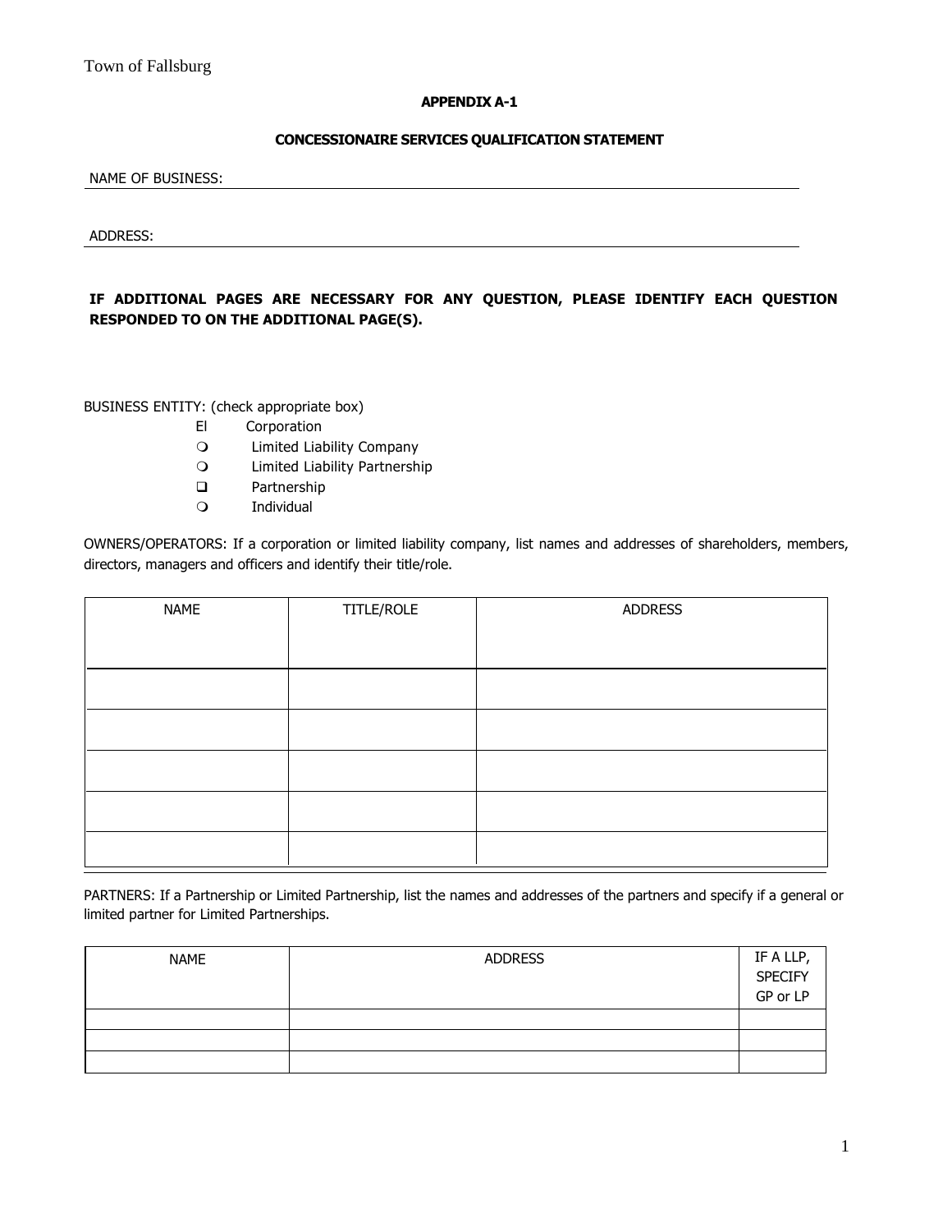Town of Fallsburg

**APPENDIX A-1**

**CONCESSIONAIRE SERVICES QUALIFICATION STATEMENT**

NAME OF BUSINESS: \_\_\_\_\_\_\_\_\_\_\_\_\_\_\_\_\_\_\_\_\_\_\_\_\_\_\_\_\_\_\_\_\_\_\_\_\_\_\_\_\_\_\_\_\_\_\_\_\_\_\_\_

ADDRESS: \_\_\_\_\_\_\_\_\_\_\_\_\_\_\_\_\_\_\_\_\_\_\_\_\_\_\_\_\_\_\_\_\_\_\_\_\_\_\_\_\_\_\_\_\_\_\_\_\_\_\_\_\_\_\_\_\_\_\_\_

**IF ADDITIONAL PAGES ARE NECESSARY FOR ANY QUESTION, PLEASE IDENTIFY EACH QUESTION RESPONDED TO ON THE ADDITIONAL PAGE(S).**

BUSINESS ENTITY: (check appropriate box)

- El Corporation
- ❍ Limited Liability Company
- ❍ Limited Liability Partnership
- ❑ Partnership
- ❍ Individual

OWNERS/OPERATORS: If a corporation or limited liability company, list names and addresses of shareholders, members, directors, managers and officers and identify their title/role.

| NAME | TITLE/ROLE | ADDRESS |
|---|---|---|
| | | |
| | | |
| | | |
| | | |
| | | |

PARTNERS: If a Partnership or Limited Partnership, list the names and addresses of the partners and specify if a general or limited partner for Limited Partnerships.

| NAME | ADDRESS | IF A LLP, SPECIFY GP or LP |
|---|---|---|
| | | |
| | | |
| | | |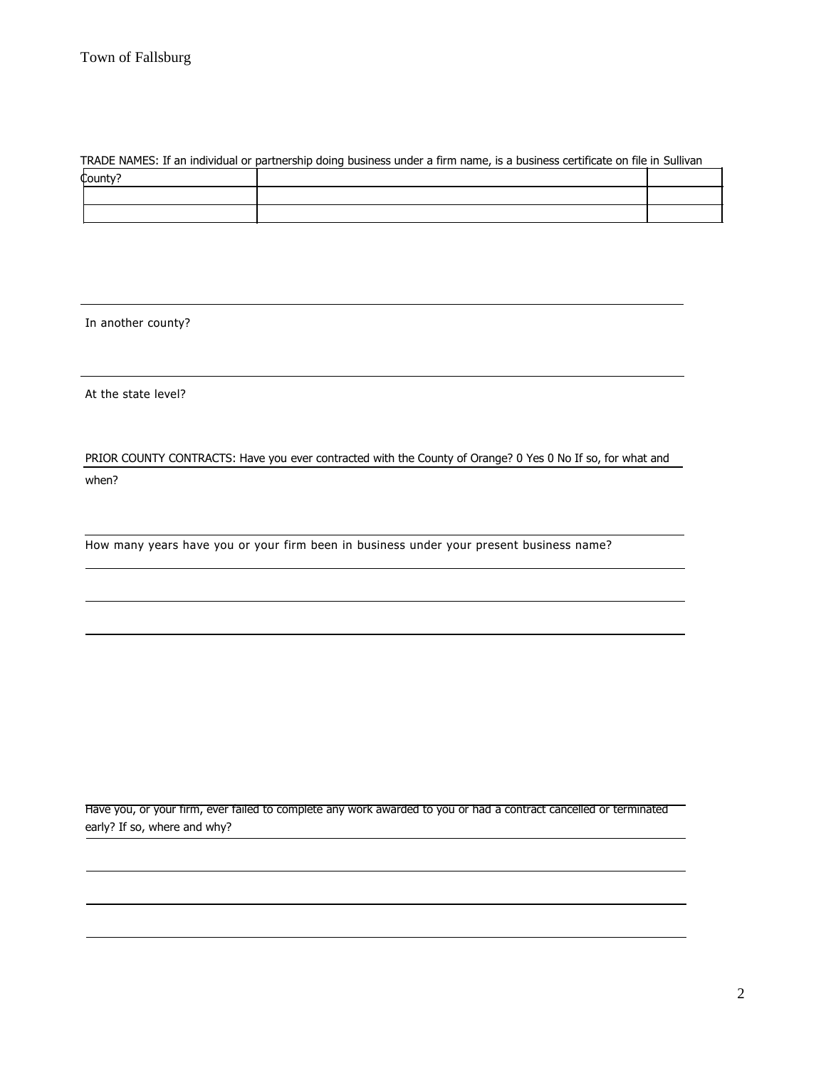TRADE NAMES: If an individual or partnership doing business under a firm name, is a business certificate on file in Sullivan County?

| | | |
|---|---|---|
| | | |
| | | |

In another county?

At the state level?

PRIOR COUNTY CONTRACTS: Have you ever contracted with the County of Orange? 0 Yes 0 No If so, for what and when?

How many years have you or your firm been in business under your present business name?

Have you, or your firm, ever failed to complete any work awarded to you or had a contract cancelled or terminated early? If so, where and why?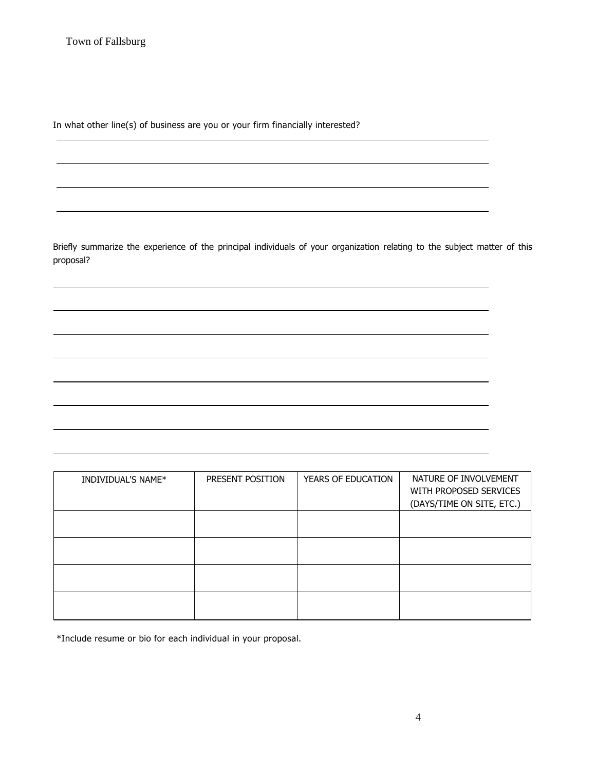In what other line(s) of business are you or your firm financially interested?

Briefly summarize the experience of the principal individuals of your organization relating to the subject matter of this proposal?

| INDIVIDUAL'S NAME* | PRESENT POSITION | YEARS OF EDUCATION | NATURE OF INVOLVEMENT WITH PROPOSED SERVICES (DAYS/TIME ON SITE, ETC.) |
| --- | --- | --- | --- |
| | | | |
| | | | |
| | | | |
| | | | |

*Include resume or bio for each individual in your proposal.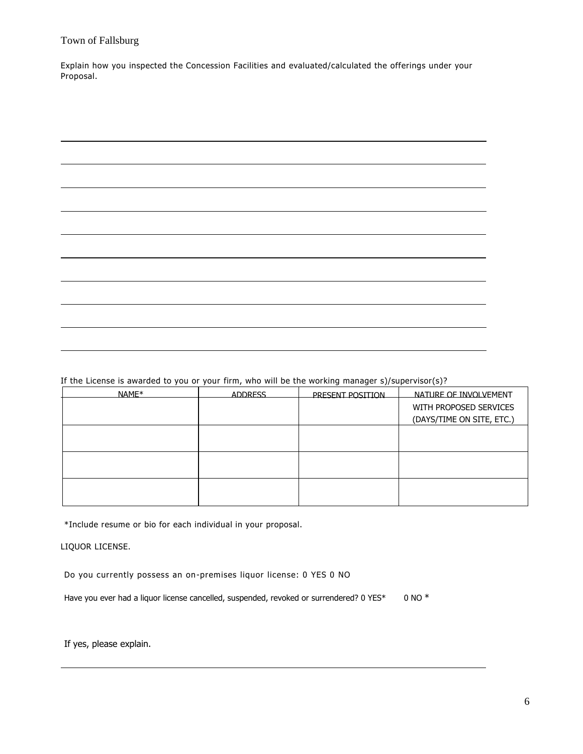Town of Fallsburg

Explain how you inspected the Concession Facilities and evaluated/calculated the offerings under your Proposal.

If the License is awarded to you or your firm, who will be the working manager s)/supervisor(s)?

| NAME* | ADDRESS | PRESENT POSITION | NATURE OF INVOLVEMENT WITH PROPOSED SERVICES (DAYS/TIME ON SITE, ETC.) |
|---|---|---|---|
| | | | |
| | | | |
| | | | |

*Include resume or bio for each individual in your proposal.

LIQUOR LICENSE.

Do you currently possess an on-premises liquor license: 0 YES 0 NO

Have you ever had a liquor license cancelled, suspended, revoked or surrendered? 0 YES* 0 NO *

If yes, please explain.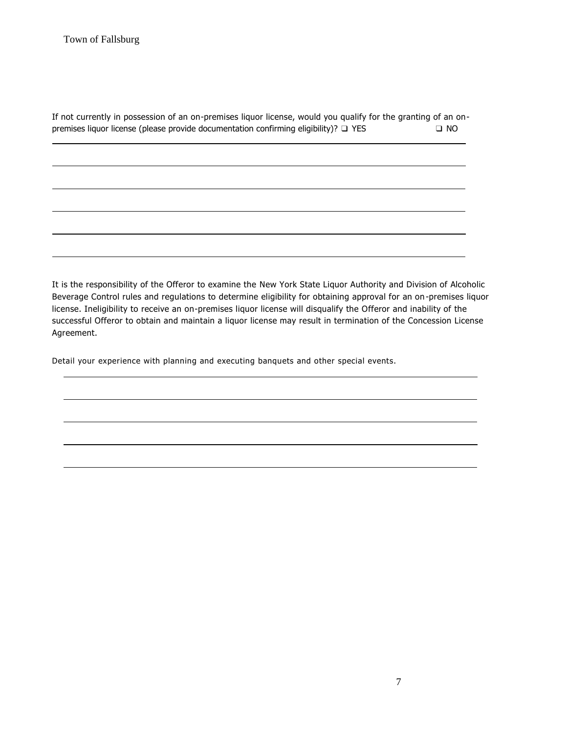If not currently in possession of an on-premises liquor license, would you qualify for the granting of an on-premises liquor license (please provide documentation confirming eligibility)? ❑ YES ❑ NO

It is the responsibility of the Offeror to examine the New York State Liquor Authority and Division of Alcoholic Beverage Control rules and regulations to determine eligibility for obtaining approval for an on-premises liquor license. Ineligibility to receive an on-premises liquor license will disqualify the Offeror and inability of the successful Offeror to obtain and maintain a liquor license may result in termination of the Concession License Agreement.

Detail your experience with planning and executing banquets and other special events.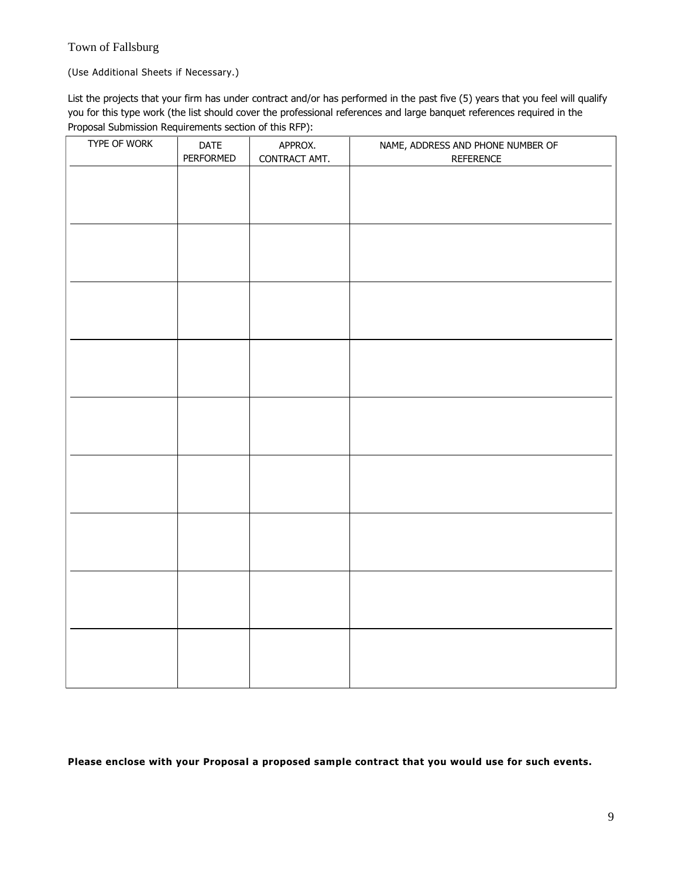Town of Fallsburg

(Use Additional Sheets if Necessary.)

List the projects that your firm has under contract and/or has performed in the past five (5) years that you feel will qualify you for this type work (the list should cover the professional references and large banquet references required in the Proposal Submission Requirements section of this RFP):

| TYPE OF WORK | DATE PERFORMED | APPROX. CONTRACT AMT. | NAME, ADDRESS AND PHONE NUMBER OF REFERENCE |
|---|---|---|---|
| | | | |
| | | | |
| | | | |
| | | | |
| | | | |
| | | | |
| | | | |
| | | | |
| | | | |

**Please enclose with your Proposal a proposed sample contract that you would use for such events.**